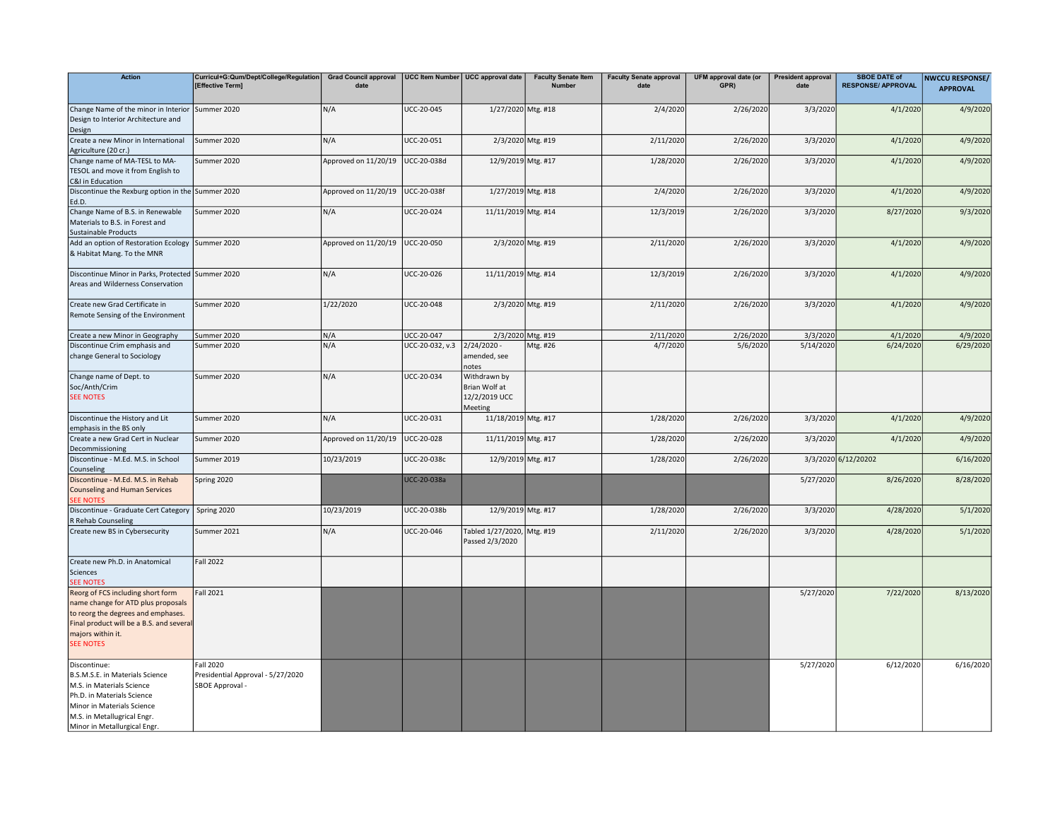| Action | Curricul+G:Qum/Dept/College/Regulation [Effective Term] | Grad Council approval date | UCC Item Number | UCC approval date | Faculty Senate Item Number | Faculty Senate approval date | UFM approval date (or GPR) | President approval date | SBOE DATE of RESPONSE/ APPROVAL | NWCCU RESPONSE/ APPROVAL |
|---|---|---|---|---|---|---|---|---|---|---|
| Change Name of the minor in Interior Design to Interior Architecture and Design | Summer 2020 | N/A | UCC-20-045 | 1/27/2020 | Mtg. #18 | 2/4/2020 | 2/26/2020 | 3/3/2020 | 4/1/2020 | 4/9/2020 |
| Create a new Minor in International Agriculture (20 cr.) | Summer 2020 | N/A | UCC-20-051 | 2/3/2020 | Mtg. #19 | 2/11/2020 | 2/26/2020 | 3/3/2020 | 4/1/2020 | 4/9/2020 |
| Change name of MA-TESL to MA-TESOL and move it from English to C&I in Education | Summer 2020 | Approved on 11/20/19 | UCC-20-038d | 12/9/2019 | Mtg. #17 | 1/28/2020 | 2/26/2020 | 3/3/2020 | 4/1/2020 | 4/9/2020 |
| Discontinue the Rexburg option in the Ed.D. | Summer 2020 | Approved on 11/20/19 | UCC-20-038f | 1/27/2019 | Mtg. #18 | 2/4/2020 | 2/26/2020 | 3/3/2020 | 4/1/2020 | 4/9/2020 |
| Change Name of B.S. in Renewable Materials to B.S. in Forest and Sustainable Products | Summer 2020 | N/A | UCC-20-024 | 11/11/2019 | Mtg. #14 | 12/3/2019 | 2/26/2020 | 3/3/2020 | 8/27/2020 | 9/3/2020 |
| Add an option of Restoration Ecology & Habitat Mang. To the MNR | Summer 2020 | Approved on 11/20/19 | UCC-20-050 | 2/3/2020 | Mtg. #19 | 2/11/2020 | 2/26/2020 | 3/3/2020 | 4/1/2020 | 4/9/2020 |
| Discontinue Minor in Parks, Protected Areas and Wilderness Conservation | Summer 2020 | N/A | UCC-20-026 | 11/11/2019 | Mtg. #14 | 12/3/2019 | 2/26/2020 | 3/3/2020 | 4/1/2020 | 4/9/2020 |
| Create new Grad Certificate in Remote Sensing of the Environment | Summer 2020 | 1/22/2020 | UCC-20-048 | 2/3/2020 | Mtg. #19 | 2/11/2020 | 2/26/2020 | 3/3/2020 | 4/1/2020 | 4/9/2020 |
| Create a new Minor in Geography | Summer 2020 | N/A | UCC-20-047 | 2/3/2020 | Mtg. #19 | 2/11/2020 | 2/26/2020 | 3/3/2020 | 4/1/2020 | 4/9/2020 |
| Discontinue Crim emphasis and change General to Sociology | Summer 2020 | N/A | UCC-20-032, v.3 | 2/24/2020 - amended, see notes | Mtg. #26 | 4/7/2020 | 5/6/2020 | 5/14/2020 | 6/24/2020 | 6/29/2020 |
| Change name of Dept. to Soc/Anth/Crim SEE NOTES | Summer 2020 | N/A | UCC-20-034 | Withdrawn by Brian Wolf at 12/2/2019 UCC Meeting | | | | | | |
| Discontinue the History and Lit emphasis in the BS only | Summer 2020 | N/A | UCC-20-031 | 11/18/2019 | Mtg. #17 | 1/28/2020 | 2/26/2020 | 3/3/2020 | 4/1/2020 | 4/9/2020 |
| Create a new Grad Cert in Nuclear Decommissioning | Summer 2020 | Approved on 11/20/19 | UCC-20-028 | 11/11/2019 | Mtg. #17 | 1/28/2020 | 2/26/2020 | 3/3/2020 | 4/1/2020 | 4/9/2020 |
| Discontinue - M.Ed. M.S. in School Counseling | Summer 2019 | 10/23/2019 | UCC-20-038c | 12/9/2019 | Mtg. #17 | 1/28/2020 | 2/26/2020 | 3/3/2020 | 6/12/20202 | 6/16/2020 |
| Discontinue - M.Ed. M.S. in Rehab Counseling and Human Services SEE NOTES | Spring 2020 | | UCC-20-038a | | | | | 5/27/2020 | 8/26/2020 | 8/28/2020 |
| Discontinue - Graduate Cert Category R Rehab Counseling | Spring 2020 | 10/23/2019 | UCC-20-038b | 12/9/2019 | Mtg. #17 | 1/28/2020 | 2/26/2020 | 3/3/2020 | 4/28/2020 | 5/1/2020 |
| Create new BS in Cybersecurity | Summer 2021 | N/A | UCC-20-046 | Tabled 1/27/2020, Passed 2/3/2020 | Mtg. #19 | 2/11/2020 | 2/26/2020 | 3/3/2020 | 4/28/2020 | 5/1/2020 |
| Create new Ph.D. in Anatomical Sciences SEE NOTES | Fall 2022 | | | | | | | | | |
| Reorg of FCS including short form name change for ATD plus proposals to reorg the degrees and emphases. Final product will be a B.S. and several majors within it. SEE NOTES | Fall 2021 | | | | | | | 5/27/2020 | 7/22/2020 | 8/13/2020 |
| Discontinue: B.S.M.S.E. in Materials Science M.S. in Materials Science Ph.D. in Materials Science Minor in Materials Science M.S. in Metallugrical Engr. Minor in Metallugrical Engr. | Fall 2020 Presidential Approval - 5/27/2020 SBOE Approval - | | | | | | | 5/27/2020 | 6/12/2020 | 6/16/2020 |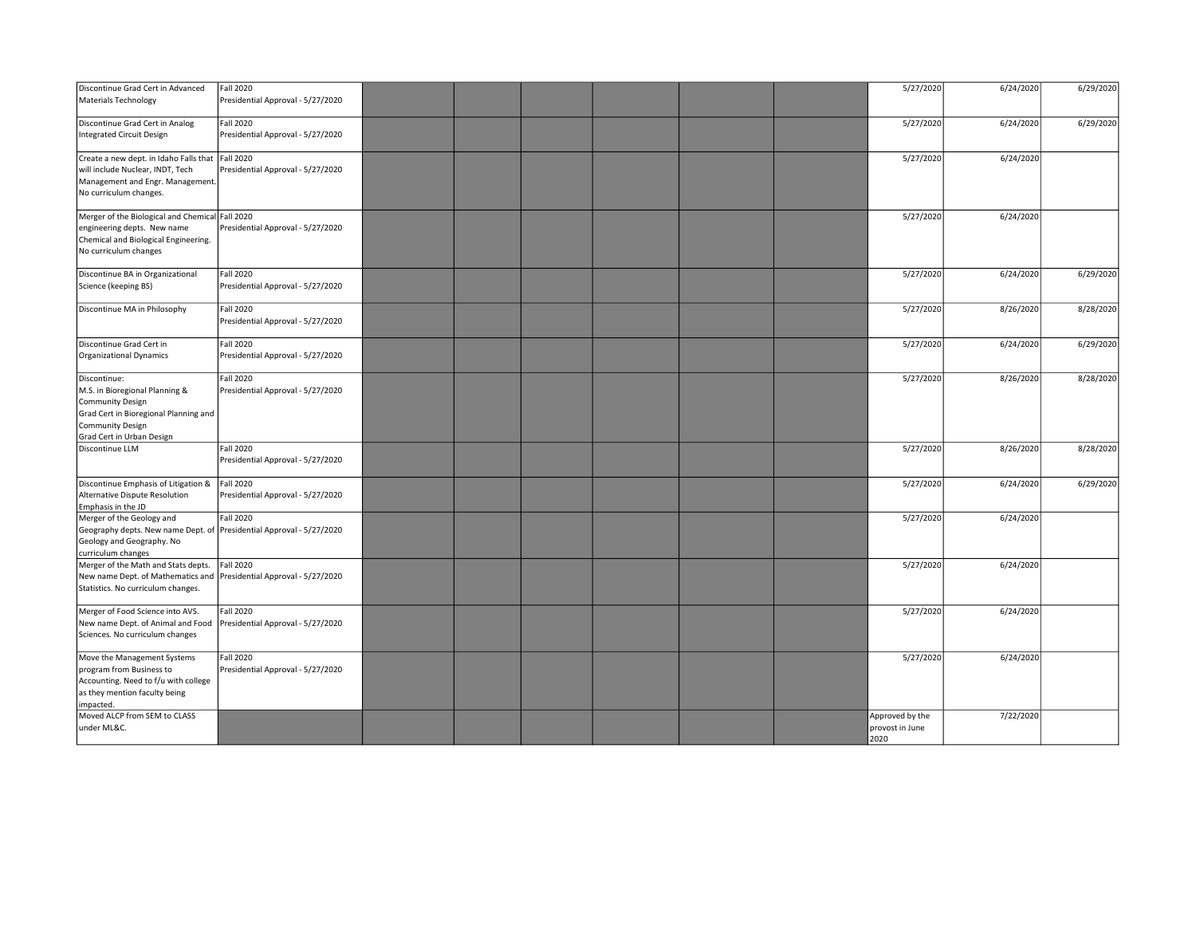| | | | | | | | | | | |
|---|---|---|---|---|---|---|---|---|---|---|
| Discontinue Grad Cert in Advanced Materials Technology | Fall 2020 Presidential Approval - 5/27/2020 | | | | | | | 5/27/2020 | 6/24/2020 | 6/29/2020 |
| Discontinue Grad Cert in Analog Integrated Circuit Design | Fall 2020 Presidential Approval - 5/27/2020 | | | | | | | 5/27/2020 | 6/24/2020 | 6/29/2020 |
| Create a new dept. in Idaho Falls that will include Nuclear, INDT, Tech Management and Engr. Management. No curriculum changes. | Fall 2020 Presidential Approval - 5/27/2020 | | | | | | | 5/27/2020 | 6/24/2020 | |
| Merger of the Biological and Chemical engineering depts. New name Chemical and Biological Engineering. No curriculum changes | Fall 2020 Presidential Approval - 5/27/2020 | | | | | | | 5/27/2020 | 6/24/2020 | |
| Discontinue BA in Organizational Science (keeping BS) | Fall 2020 Presidential Approval - 5/27/2020 | | | | | | | 5/27/2020 | 6/24/2020 | 6/29/2020 |
| Discontinue MA in Philosophy | Fall 2020 Presidential Approval - 5/27/2020 | | | | | | | 5/27/2020 | 8/26/2020 | 8/28/2020 |
| Discontinue Grad Cert in Organizational Dynamics | Fall 2020 Presidential Approval - 5/27/2020 | | | | | | | 5/27/2020 | 6/24/2020 | 6/29/2020 |
| Discontinue: M.S. in Bioregional Planning & Community Design Grad Cert in Bioregional Planning and Community Design Grad Cert in Urban Design | Fall 2020 Presidential Approval - 5/27/2020 | | | | | | | 5/27/2020 | 8/26/2020 | 8/28/2020 |
| Discontinue LLM | Fall 2020 Presidential Approval - 5/27/2020 | | | | | | | 5/27/2020 | 8/26/2020 | 8/28/2020 |
| Discontinue Emphasis of Litigation & Alternative Dispute Resolution Emphasis in the JD | Fall 2020 Presidential Approval - 5/27/2020 | | | | | | | 5/27/2020 | 6/24/2020 | 6/29/2020 |
| Merger of the Geology and Geography depts. New name Dept. of Geology and Geography. No curriculum changes | Fall 2020 Presidential Approval - 5/27/2020 | | | | | | | 5/27/2020 | 6/24/2020 | |
| Merger of the Math and Stats depts. New name Dept. of Mathematics and Statistics. No curriculum changes. | Fall 2020 Presidential Approval - 5/27/2020 | | | | | | | 5/27/2020 | 6/24/2020 | |
| Merger of Food Science into AVS. New name Dept. of Animal and Food Sciences. No curriculum changes | Fall 2020 Presidential Approval - 5/27/2020 | | | | | | | 5/27/2020 | 6/24/2020 | |
| Move the Management Systems program from Business to Accounting. Need to f/u with college as they mention faculty being impacted. | Fall 2020 Presidential Approval - 5/27/2020 | | | | | | | 5/27/2020 | 6/24/2020 | |
| Moved ALCP from SEM to CLASS under ML&C. | | | | | | | | Approved by the provost in June 2020 | 7/22/2020 | |